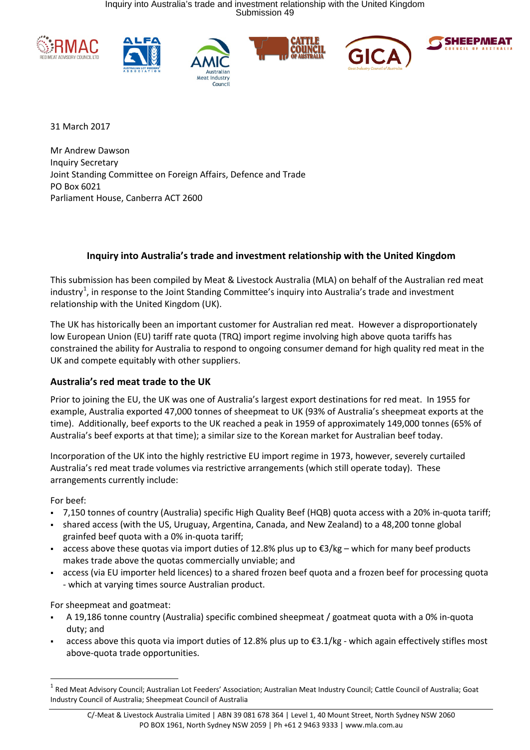31 March 2017

Mr Andrew Dawson
Inquiry Secretary
Joint Standing Committee on Foreign Affairs, Defence and Trade
PO Box 6021
Parliament House, Canberra ACT 2600

## Inquiry into Australia's trade and investment relationship with the United Kingdom

This submission has been compiled by Meat & Livestock Australia (MLA) on behalf of the Australian red meat industry[1], in response to the Joint Standing Committee's inquiry into Australia's trade and investment relationship with the United Kingdom (UK).

The UK has historically been an important customer for Australian red meat. However a disproportionately low European Union (EU) tariff rate quota (TRQ) import regime involving high above quota tariffs has constrained the ability for Australia to respond to ongoing consumer demand for high quality red meat in the UK and compete equitably with other suppliers.

### Australia's red meat trade to the UK

Prior to joining the EU, the UK was one of Australia's largest export destinations for red meat. In 1955 for example, Australia exported 47,000 tonnes of sheepmeat to UK (93% of Australia's sheepmeat exports at the time). Additionally, beef exports to the UK reached a peak in 1959 of approximately 149,000 tonnes (65% of Australia's beef exports at that time); a similar size to the Korean market for Australian beef today.

Incorporation of the UK into the highly restrictive EU import regime in 1973, however, severely curtailed Australia's red meat trade volumes via restrictive arrangements (which still operate today). These arrangements currently include:

For beef:

- 7,150 tonnes of country (Australia) specific High Quality Beef (HQB) quota access with a 20% in-quota tariff;
- shared access (with the US, Uruguay, Argentina, Canada, and New Zealand) to a 48,200 tonne global grainfed beef quota with a 0% in-quota tariff;
- access above these quotas via import duties of 12.8% plus up to €3/kg – which for many beef products makes trade above the quotas commercially unviable; and
- access (via EU importer held licences) to a shared frozen beef quota and a frozen beef for processing quota - which at varying times source Australian product.

For sheepmeat and goatmeat:

- A 19,186 tonne country (Australia) specific combined sheepmeat / goatmeat quota with a 0% in-quota duty; and
- access above this quota via import duties of 12.8% plus up to €3.1/kg - which again effectively stifles most above-quota trade opportunities.

[1] Red Meat Advisory Council; Australian Lot Feeders' Association; Australian Meat Industry Council; Cattle Council of Australia; Goat Industry Council of Australia; Sheepmeat Council of Australia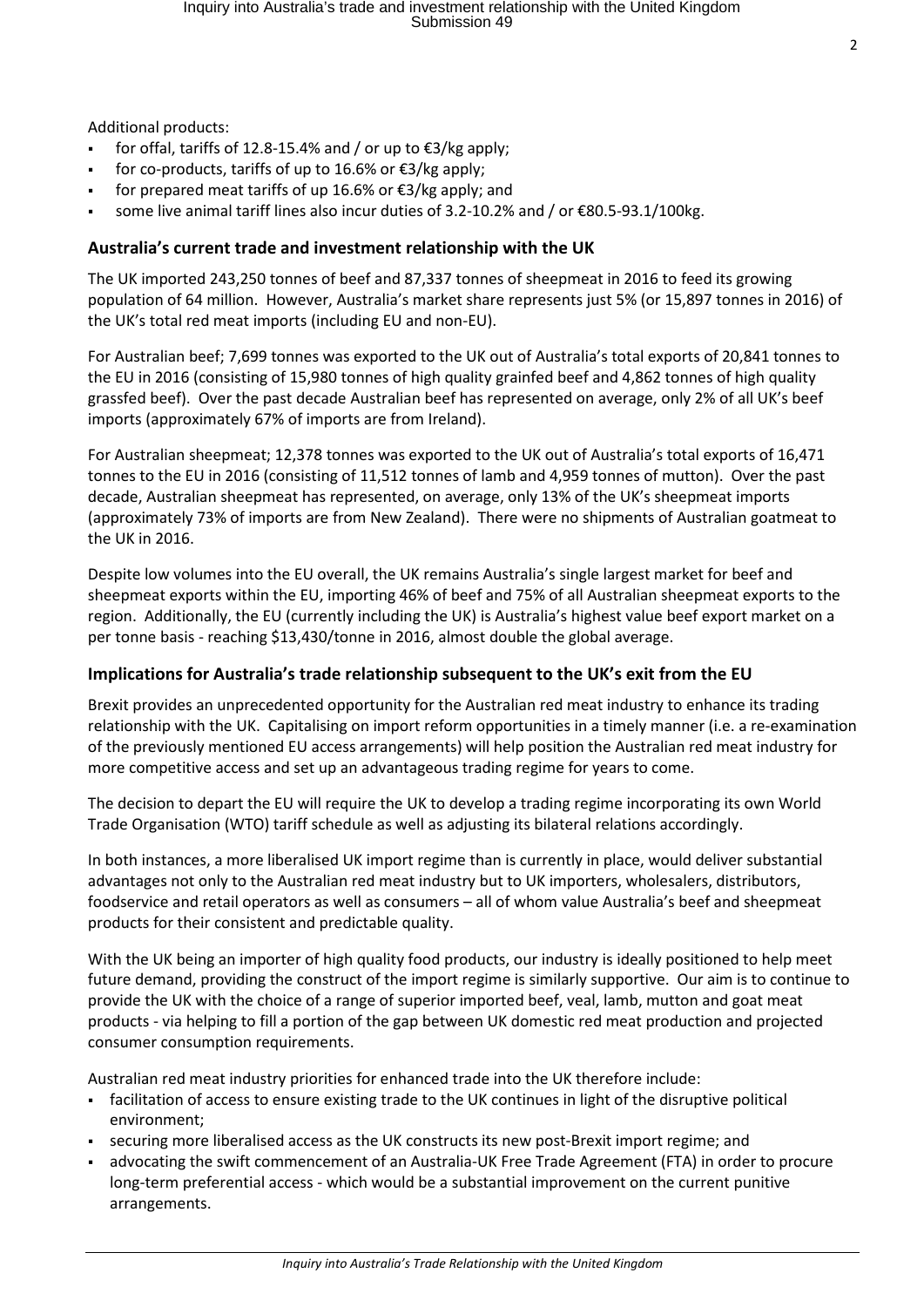Additional products:

- for offal, tariffs of 12.8-15.4% and / or up to €3/kg apply;
- for co-products, tariffs of up to 16.6% or €3/kg apply;
- for prepared meat tariffs of up 16.6% or €3/kg apply; and
- some live animal tariff lines also incur duties of 3.2-10.2% and / or €80.5-93.1/100kg.

## Australia's current trade and investment relationship with the UK

The UK imported 243,250 tonnes of beef and 87,337 tonnes of sheepmeat in 2016 to feed its growing population of 64 million. However, Australia's market share represents just 5% (or 15,897 tonnes in 2016) of the UK's total red meat imports (including EU and non-EU).

For Australian beef; 7,699 tonnes was exported to the UK out of Australia's total exports of 20,841 tonnes to the EU in 2016 (consisting of 15,980 tonnes of high quality grainfed beef and 4,862 tonnes of high quality grassfed beef). Over the past decade Australian beef has represented on average, only 2% of all UK's beef imports (approximately 67% of imports are from Ireland).

For Australian sheepmeat; 12,378 tonnes was exported to the UK out of Australia's total exports of 16,471 tonnes to the EU in 2016 (consisting of 11,512 tonnes of lamb and 4,959 tonnes of mutton). Over the past decade, Australian sheepmeat has represented, on average, only 13% of the UK's sheepmeat imports (approximately 73% of imports are from New Zealand). There were no shipments of Australian goatmeat to the UK in 2016.

Despite low volumes into the EU overall, the UK remains Australia's single largest market for beef and sheepmeat exports within the EU, importing 46% of beef and 75% of all Australian sheepmeat exports to the region. Additionally, the EU (currently including the UK) is Australia's highest value beef export market on a per tonne basis - reaching $13,430/tonne in 2016, almost double the global average.

## Implications for Australia's trade relationship subsequent to the UK's exit from the EU

Brexit provides an unprecedented opportunity for the Australian red meat industry to enhance its trading relationship with the UK. Capitalising on import reform opportunities in a timely manner (i.e. a re-examination of the previously mentioned EU access arrangements) will help position the Australian red meat industry for more competitive access and set up an advantageous trading regime for years to come.

The decision to depart the EU will require the UK to develop a trading regime incorporating its own World Trade Organisation (WTO) tariff schedule as well as adjusting its bilateral relations accordingly.

In both instances, a more liberalised UK import regime than is currently in place, would deliver substantial advantages not only to the Australian red meat industry but to UK importers, wholesalers, distributors, foodservice and retail operators as well as consumers – all of whom value Australia's beef and sheepmeat products for their consistent and predictable quality.

With the UK being an importer of high quality food products, our industry is ideally positioned to help meet future demand, providing the construct of the import regime is similarly supportive. Our aim is to continue to provide the UK with the choice of a range of superior imported beef, veal, lamb, mutton and goat meat products - via helping to fill a portion of the gap between UK domestic red meat production and projected consumer consumption requirements.

Australian red meat industry priorities for enhanced trade into the UK therefore include:

- facilitation of access to ensure existing trade to the UK continues in light of the disruptive political environment;
- securing more liberalised access as the UK constructs its new post-Brexit import regime; and
- advocating the swift commencement of an Australia-UK Free Trade Agreement (FTA) in order to procure long-term preferential access - which would be a substantial improvement on the current punitive arrangements.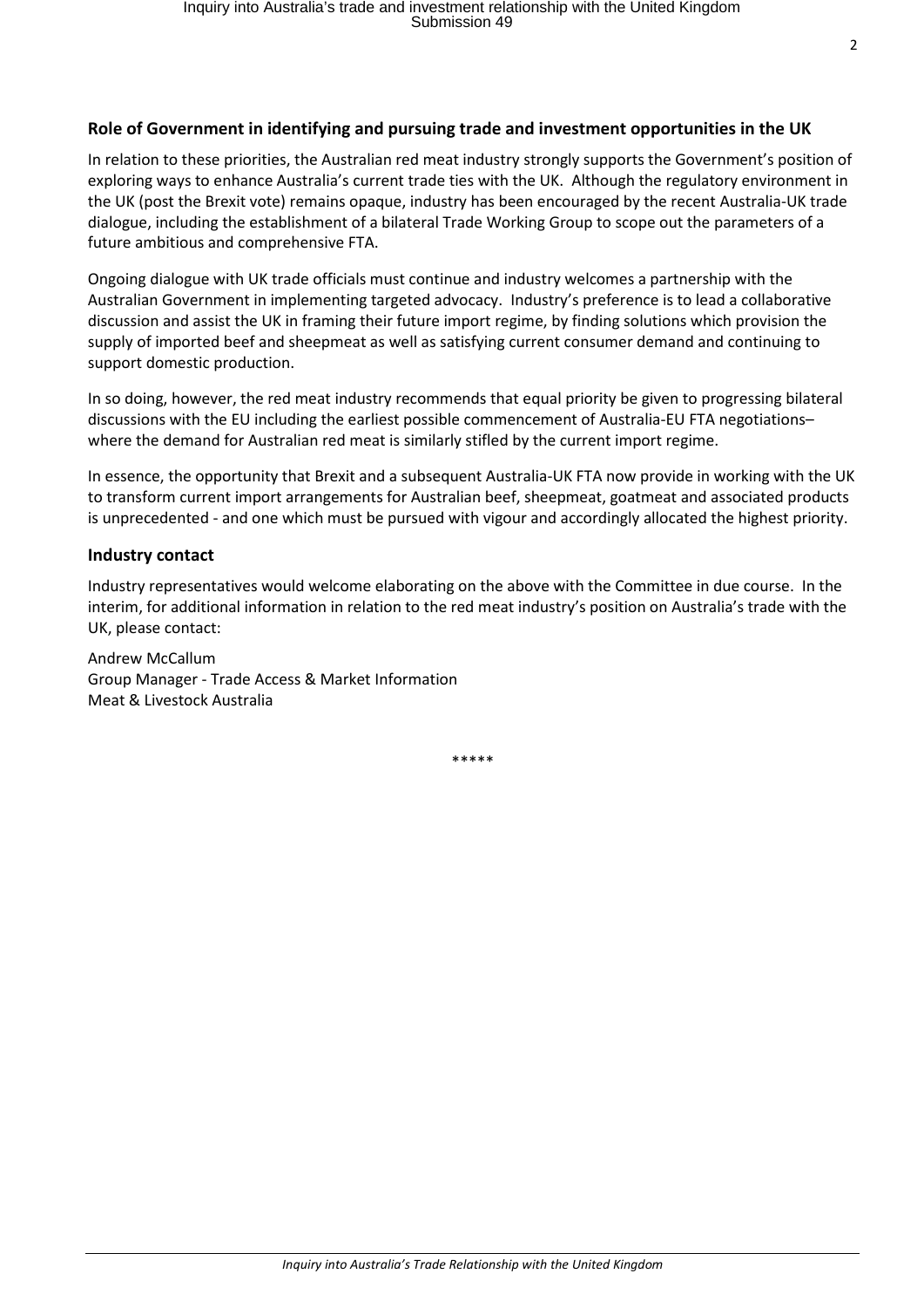## Role of Government in identifying and pursuing trade and investment opportunities in the UK

In relation to these priorities, the Australian red meat industry strongly supports the Government's position of exploring ways to enhance Australia's current trade ties with the UK. Although the regulatory environment in the UK (post the Brexit vote) remains opaque, industry has been encouraged by the recent Australia-UK trade dialogue, including the establishment of a bilateral Trade Working Group to scope out the parameters of a future ambitious and comprehensive FTA.

Ongoing dialogue with UK trade officials must continue and industry welcomes a partnership with the Australian Government in implementing targeted advocacy. Industry's preference is to lead a collaborative discussion and assist the UK in framing their future import regime, by finding solutions which provision the supply of imported beef and sheepmeat as well as satisfying current consumer demand and continuing to support domestic production.

In so doing, however, the red meat industry recommends that equal priority be given to progressing bilateral discussions with the EU including the earliest possible commencement of Australia-EU FTA negotiations– where the demand for Australian red meat is similarly stifled by the current import regime.

In essence, the opportunity that Brexit and a subsequent Australia-UK FTA now provide in working with the UK to transform current import arrangements for Australian beef, sheepmeat, goatmeat and associated products is unprecedented - and one which must be pursued with vigour and accordingly allocated the highest priority.

## Industry contact

Industry representatives would welcome elaborating on the above with the Committee in due course. In the interim, for additional information in relation to the red meat industry's position on Australia's trade with the UK, please contact:

Andrew McCallum
Group Manager - Trade Access & Market Information
Meat & Livestock Australia

*****